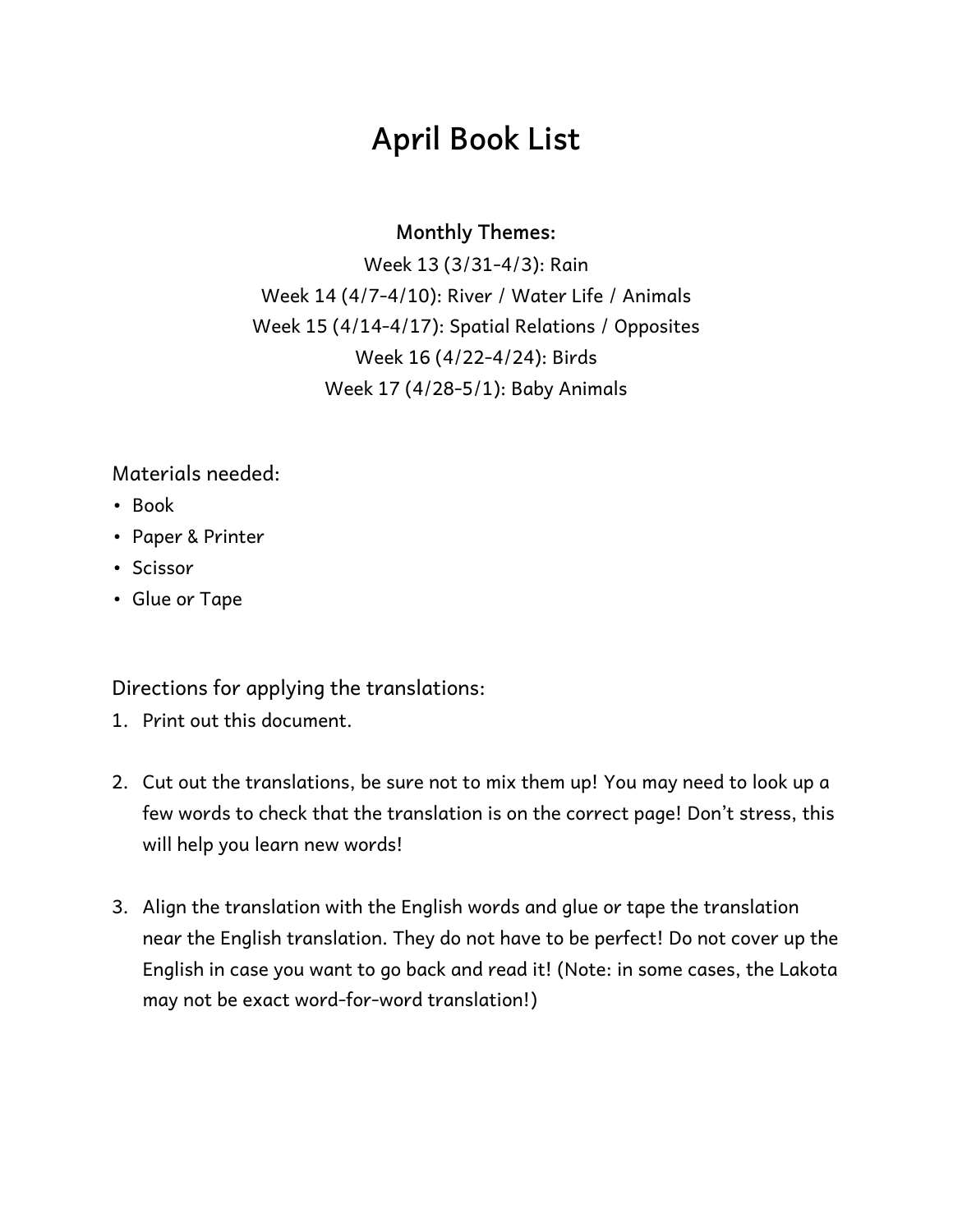# April Book List

**Monthly Themes:**

Week 13 (3/31-4/3): Rain
Week 14 (4/7-4/10): River / Water Life / Animals
Week 15 (4/14-4/17): Spatial Relations / Opposites
Week 16 (4/22-4/24): Birds
Week 17 (4/28-5/1): Baby Animals

Materials needed:

- Book
- Paper & Printer
- Scissor
- Glue or Tape

Directions for applying the translations:

1. Print out this document.

2. Cut out the translations, be sure not to mix them up! You may need to look up a few words to check that the translation is on the correct page! Don't stress, this will help you learn new words!

3. Align the translation with the English words and glue or tape the translation near the English translation. They do not have to be perfect! Do not cover up the English in case you want to go back and read it! (Note: in some cases, the Lakota may not be exact word-for-word translation!)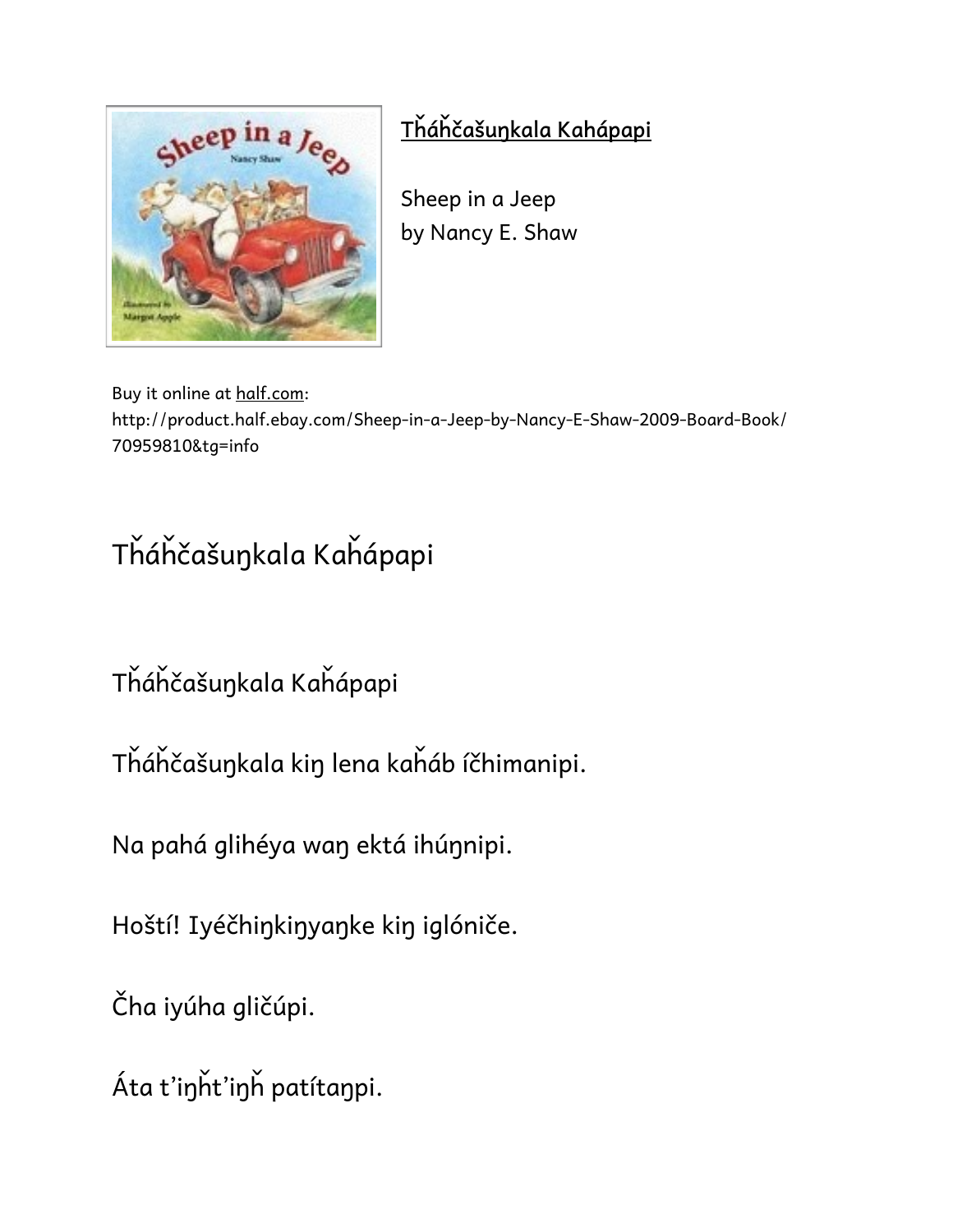**Tȟáȟčašuŋkala Kahápapi**

Sheep in a Jeep
by Nancy E. Shaw

Buy it online at half.com:
http://product.half.ebay.com/Sheep-in-a-Jeep-by-Nancy-E-Shaw-2009-Board-Book/70959810&tg=info

# Tȟáȟčašuŋkala Kaȟápapi

## Tȟáȟčašuŋkala Kaȟápapi

Tȟáȟčašuŋkala kiŋ lena kaȟáb íčhimanipi.

Na pahá glihéya waŋ ektá ihúŋnipi.

Hoští! Iyéčhiŋkiŋyaŋke kiŋ iglóniče.

Čha iyúha gličúpi.

Áta t’iŋȟt’iŋȟ patítaŋpi.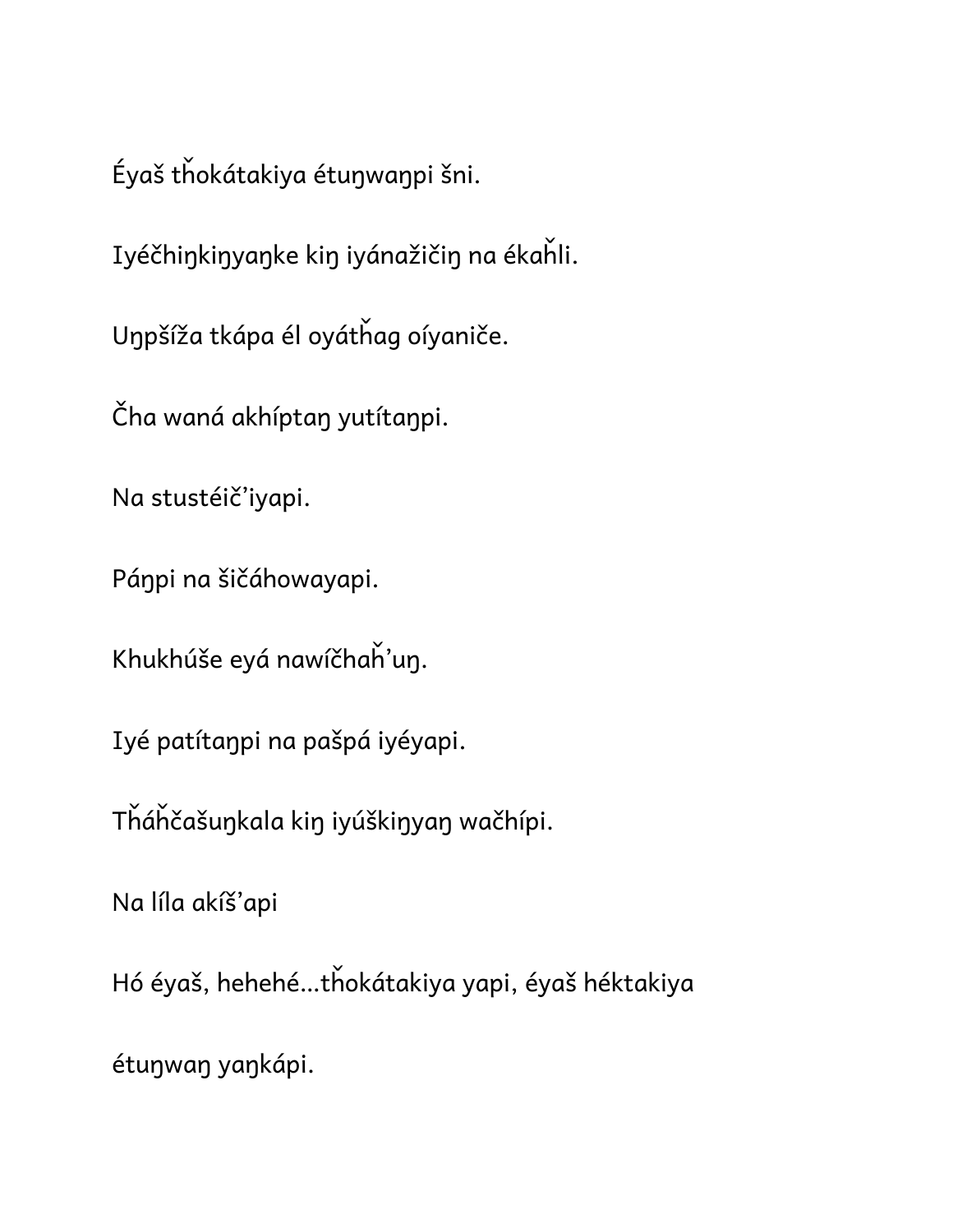Éyaš tȟokátakiya étuŋwaŋpi šni.

Iyéčhiŋkiŋyaŋke kiŋ iyánažičiŋ na ékaȟli.

Uŋpšíža tkápa él oyátȟag oíyaniče.

Čha waná akhíptaŋ yutítaŋpi.

Na stustéič'iyapi.

Páŋpi na šičáhowayapi.

Khukhúše eyá nawíčhaȟ'uŋ.

Iyé patítaŋpi na pašpá iyéyapi.

Tȟáȟčašuŋkala kiŋ iyúškiŋyaŋ wačhípi.

Na líla akíš'api

Hó éyaš, heheheé...tȟokátakiya yapi, éyaš héktakiya

étuŋwaŋ yaŋkápi.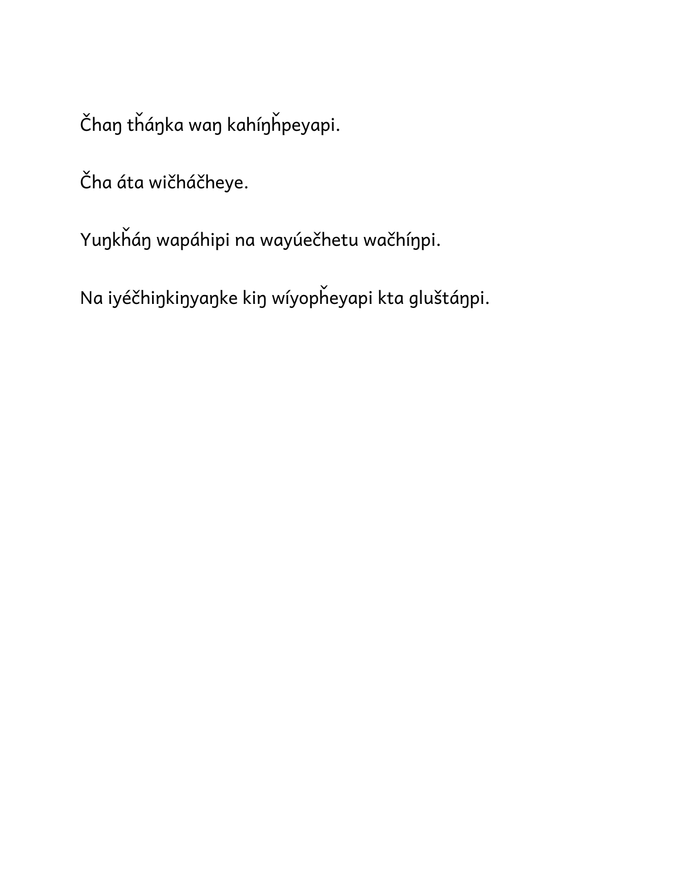Čhaŋ tȟáŋka waŋ kahíŋȟpeyapi.

Čha áta wičháčheye.

Yuŋkȟáŋ wapáhipi na wayúečhetu wačhíŋpi.

Na iyéčhiŋkiŋyaŋke kiŋ wíyopȟeyapi kta gluštáŋpi.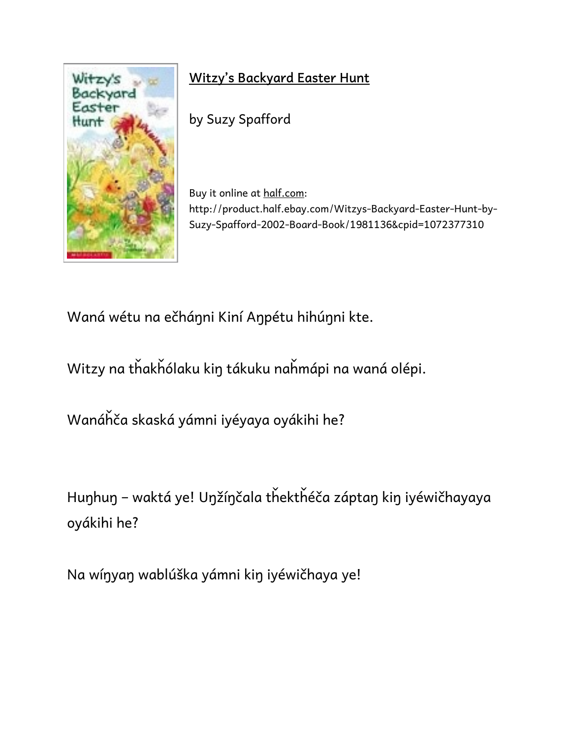Witzy's Backyard Easter Hunt

by Suzy Spafford

Buy it online at half.com:
http://product.half.ebay.com/Witzys-Backyard-Easter-Hunt-by-Suzy-Spafford-2002-Board-Book/1981136&cpid=1072377310

Waná wétu na ečháŋni Kiní Aŋpétu hihúŋni kte.

Witzy na tȟakȟólaku kiŋ tákuku naȟmápi na waná olépi.

Wanáȟča skaská yámni iyéyaya oyákihi he?

Huŋhuŋ – waktá ye! Uŋžíŋčala tȟektȟéča záptaŋ kiŋ iyéwičhayaya oyákihi he?

Na wíŋyaŋ wablúška yámni kiŋ iyéwičhaya ye!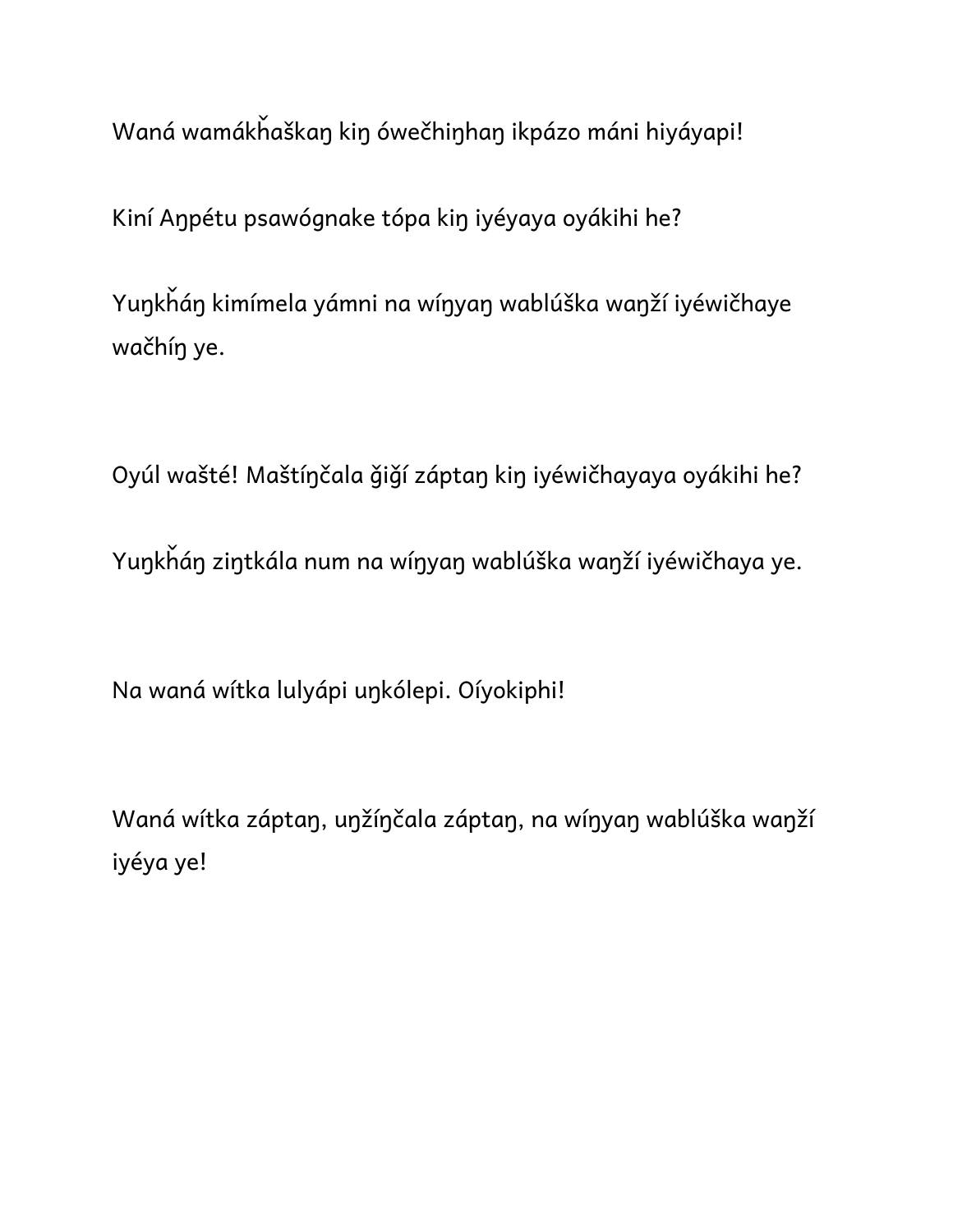Waná wamákȟaškaŋ kiŋ ówečhiŋhaŋ ikpázo máni hiyáyapi!

Kiní Aŋpétu psawógnake tópa kiŋ iyéyaya oyákihi he?

Yuŋkȟáŋ kimímela yámni na wíŋyaŋ wablúška waŋží iyéwičhaye wačhíŋ ye.

Oyúl wašté! Maštíŋčala ǧiǧí záptaŋ kiŋ iyéwičhayaya oyákihi he?

Yuŋkȟáŋ ziŋtkála num na wíŋyaŋ wablúška waŋží iyéwičhaya ye.

Na waná wítka lulyápi uŋkólepi. Oíyokiphi!

Waná wítka záptaŋ, uŋžíŋčala záptaŋ, na wíŋyaŋ wablúška waŋží iyéya ye!